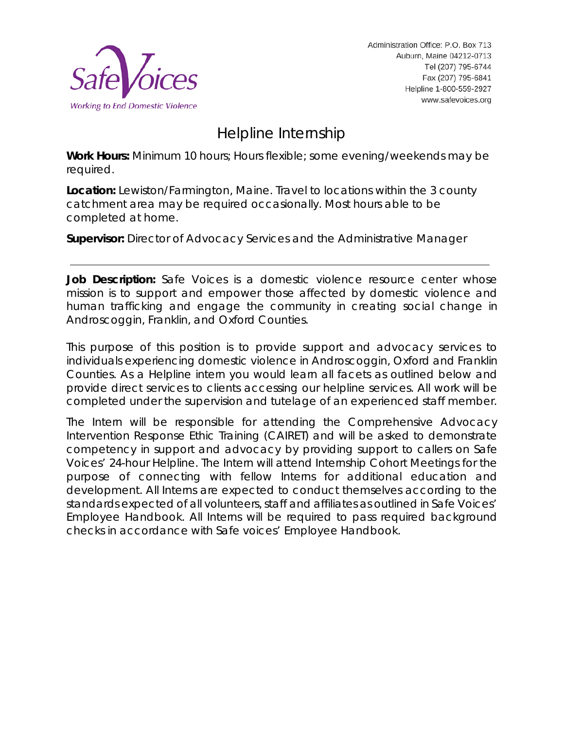Safe Voices
*Working to End Domestic Violence*

Administration Office: P.O. Box 713
Auburn, Maine 04212-0713
Tel (207) 795-6744
Fax (207) 795-6841
Helpline 1-800-559-2927
www.safevoices.org

# Helpline Internship

**Work Hours:** Minimum 10 hours; Hours flexible; some evening/weekends may be required.

**Location:** Lewiston/Farmington, Maine. Travel to locations within the 3 county catchment area may be required occasionally. Most hours able to be completed at home.

**Supervisor:** Director of Advocacy Services and the Administrative Manager

---

**Job Description:** Safe Voices is a domestic violence resource center whose mission is to support and empower those affected by domestic violence and human trafficking and engage the community in creating social change in Androscoggin, Franklin, and Oxford Counties.

This purpose of this position is to provide support and advocacy services to individuals experiencing domestic violence in Androscoggin, Oxford and Franklin Counties. As a Helpline intern you would learn all facets as outlined below and provide direct services to clients accessing our helpline services. All work will be completed under the supervision and tutelage of an experienced staff member.

The Intern will be responsible for attending the Comprehensive Advocacy Intervention Response Ethic Training (CAIRET) and will be asked to demonstrate competency in support and advocacy by providing support to callers on Safe Voices' 24-hour Helpline. The Intern will attend Internship Cohort Meetings for the purpose of connecting with fellow Interns for additional education and development. All Interns are expected to conduct themselves according to the standards expected of all volunteers, staff and affiliates as outlined in Safe Voices' Employee Handbook. All Interns will be required to pass required background checks in accordance with Safe voices' Employee Handbook.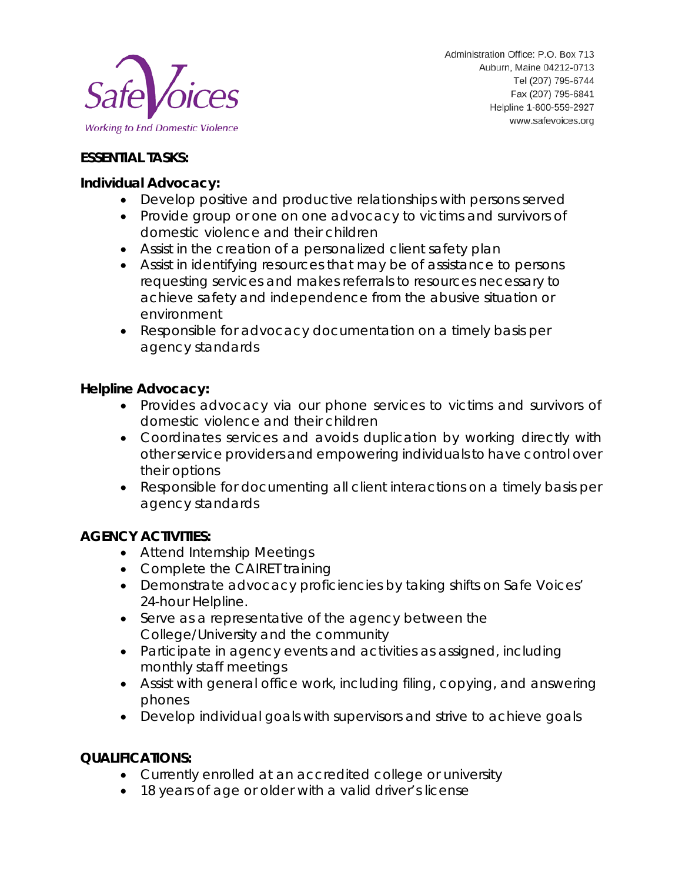**ESSENTIAL TASKS:**

**Individual Advocacy:**

- Develop positive and productive relationships with persons served
- Provide group or one on one advocacy to victims and survivors of domestic violence and their children
- Assist in the creation of a personalized client safety plan
- Assist in identifying resources that may be of assistance to persons requesting services and makes referrals to resources necessary to achieve safety and independence from the abusive situation or environment
- Responsible for advocacy documentation on a timely basis per agency standards

**Helpline Advocacy:**

- Provides advocacy via our phone services to victims and survivors of domestic violence and their children
- Coordinates services and avoids duplication by working directly with other service providers and empowering individuals to have control over their options
- Responsible for documenting all client interactions on a timely basis per agency standards

**AGENCY ACTIVITIES:**

- Attend Internship Meetings
- Complete the CAIRET training
- Demonstrate advocacy proficiencies by taking shifts on Safe Voices' 24-hour Helpline.
- Serve as a representative of the agency between the College/University and the community
- Participate in agency events and activities as assigned, including monthly staff meetings
- Assist with general office work, including filing, copying, and answering phones
- Develop individual goals with supervisors and strive to achieve goals

**QUALIFICATIONS:**

- Currently enrolled at an accredited college or university
- 18 years of age or older with a valid driver's license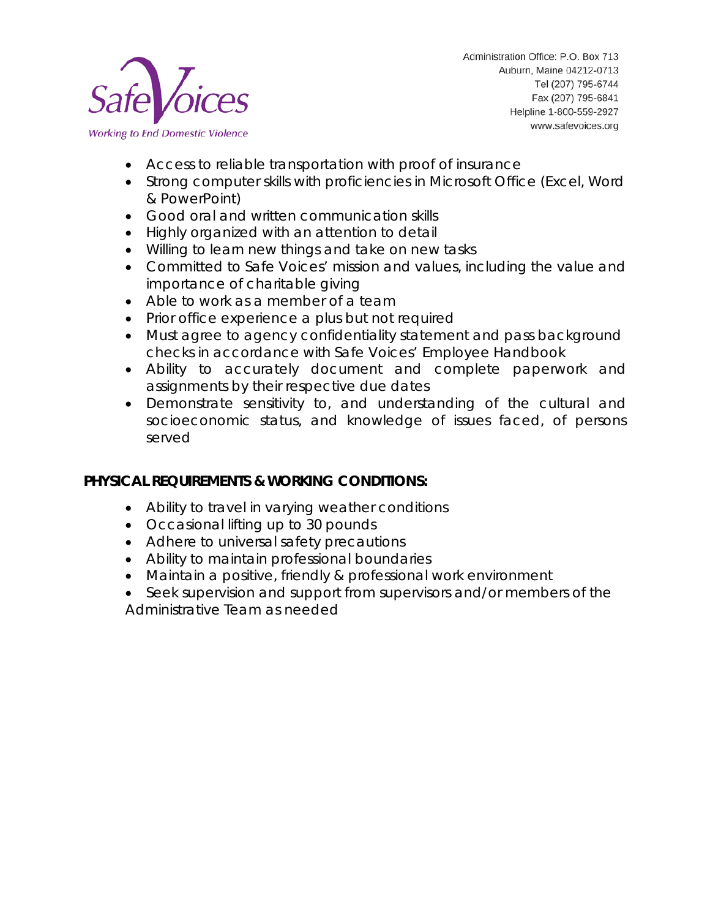- Access to reliable transportation with proof of insurance
- Strong computer skills with proficiencies in Microsoft Office (Excel, Word & PowerPoint)
- Good oral and written communication skills
- Highly organized with an attention to detail
- Willing to learn new things and take on new tasks
- Committed to Safe Voices' mission and values, including the value and importance of charitable giving
- Able to work as a member of a team
- Prior office experience a plus but not required
- Must agree to agency confidentiality statement and pass background checks in accordance with Safe Voices' Employee Handbook
- Ability to accurately document and complete paperwork and assignments by their respective due dates
- Demonstrate sensitivity to, and understanding of the cultural and socioeconomic status, and knowledge of issues faced, of persons served

**PHYSICAL REQUIREMENTS & WORKING CONDITIONS:**

- Ability to travel in varying weather conditions
- Occasional lifting up to 30 pounds
- Adhere to universal safety precautions
- Ability to maintain professional boundaries
- Maintain a positive, friendly & professional work environment
- Seek supervision and support from supervisors and/or members of the Administrative Team as needed